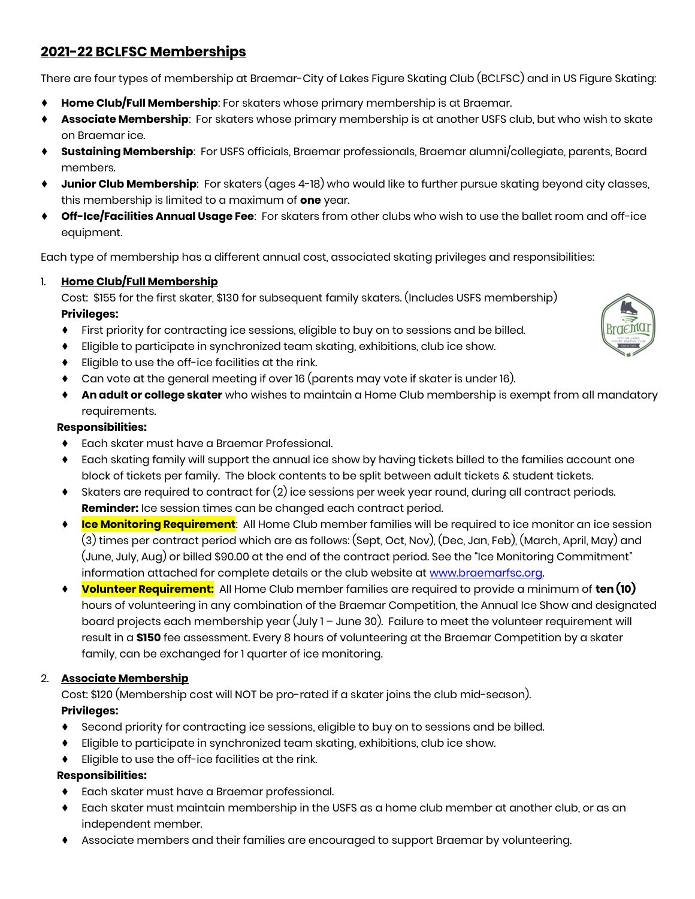## 2021-22 BCLFSC Memberships

There are four types of membership at Braemar-City of Lakes Figure Skating Club (BCLFSC) and in US Figure Skating:

- **Home Club/Full Membership**: For skaters whose primary membership is at Braemar.
- **Associate Membership**: For skaters whose primary membership is at another USFS club, but who wish to skate on Braemar ice.
- **Sustaining Membership**: For USFS officials, Braemar professionals, Braemar alumni/collegiate, parents, Board members.
- **Junior Club Membership**: For skaters (ages 4-18) who would like to further pursue skating beyond city classes, this membership is limited to a maximum of **one** year.
- **Off-Ice/Facilities Annual Usage Fee**: For skaters from other clubs who wish to use the ballet room and off-ice equipment.

Each type of membership has a different annual cost, associated skating privileges and responsibilities:

1. **Home Club/Full Membership**

   Cost: $155 for the first skater, $130 for subsequent family skaters. (Includes USFS membership)

   **Privileges:**
   - First priority for contracting ice sessions, eligible to buy on to sessions and be billed.
   - Eligible to participate in synchronized team skating, exhibitions, club ice show.
   - Eligible to use the off-ice facilities at the rink.
   - Can vote at the general meeting if over 16 (parents may vote if skater is under 16).
   - **An adult or college skater** who wishes to maintain a Home Club membership is exempt from all mandatory requirements.

   **Responsibilities:**
   - Each skater must have a Braemar Professional.
   - Each skating family will support the annual ice show by having tickets billed to the families account one block of tickets per family. The block contents to be split between adult tickets & student tickets.
   - Skaters are required to contract for (2) ice sessions per week year round, during all contract periods. **Reminder:** Ice session times can be changed each contract period.
   - **Ice Monitoring Requirement**: All Home Club member families will be required to ice monitor an ice session (3) times per contract period which are as follows: (Sept, Oct, Nov), (Dec, Jan, Feb), (March, April, May) and (June, July, Aug) or billed $90.00 at the end of the contract period. See the "Ice Monitoring Commitment" information attached for complete details or the club website at www.braemarfsc.org.
   - **Volunteer Requirement:** All Home Club member families are required to provide a minimum of **ten (10)** hours of volunteering in any combination of the Braemar Competition, the Annual Ice Show and designated board projects each membership year (July 1 – June 30). Failure to meet the volunteer requirement will result in a **$150** fee assessment. Every 8 hours of volunteering at the Braemar Competition by a skater family, can be exchanged for 1 quarter of ice monitoring.

2. **Associate Membership**

   Cost: $120 (Membership cost will NOT be pro-rated if a skater joins the club mid-season).

   **Privileges:**
   - Second priority for contracting ice sessions, eligible to buy on to sessions and be billed.
   - Eligible to participate in synchronized team skating, exhibitions, club ice show.
   - Eligible to use the off-ice facilities at the rink.

   **Responsibilities:**
   - Each skater must have a Braemar professional.
   - Each skater must maintain membership in the USFS as a home club member at another club, or as an independent member.
   - Associate members and their families are encouraged to support Braemar by volunteering.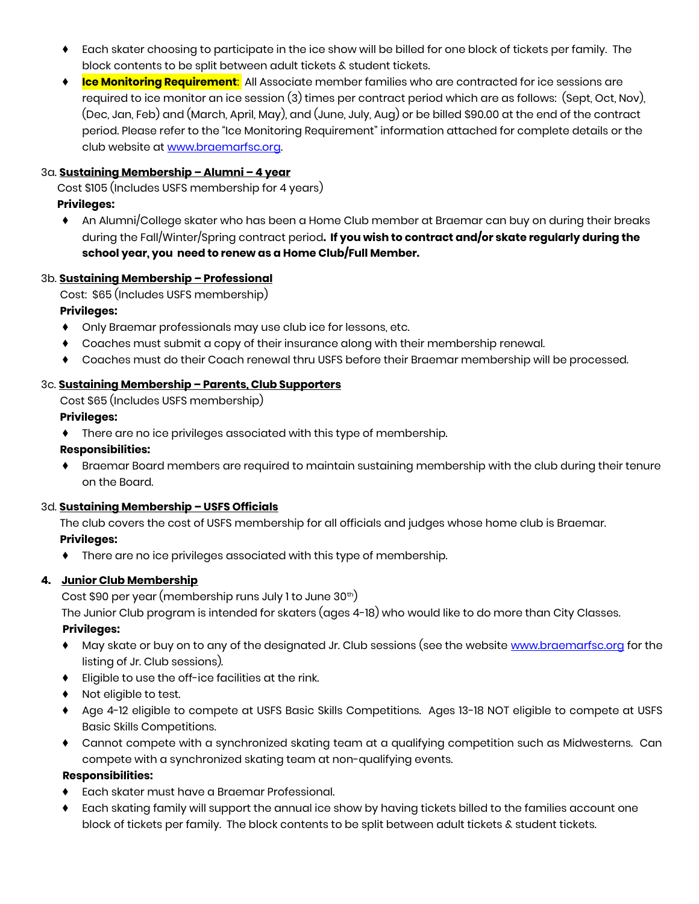- Each skater choosing to participate in the ice show will be billed for one block of tickets per family. The block contents to be split between adult tickets & student tickets.
- **Ice Monitoring Requirement**: All Associate member families who are contracted for ice sessions are required to ice monitor an ice session (3) times per contract period which are as follows: (Sept, Oct, Nov), (Dec, Jan, Feb) and (March, April, May), and (June, July, Aug) or be billed $90.00 at the end of the contract period. Please refer to the "Ice Monitoring Requirement" information attached for complete details or the club website at www.braemarfsc.org.

3a. **Sustaining Membership – Alumni – 4 year**

Cost $105 (Includes USFS membership for 4 years)

**Privileges:**

- An Alumni/College skater who has been a Home Club member at Braemar can buy on during their breaks during the Fall/Winter/Spring contract period**. If you wish to contract and/or skate regularly during the school year, you need to renew as a Home Club/Full Member.**

3b. **Sustaining Membership – Professional**

Cost: $65 (Includes USFS membership)

**Privileges:**

- Only Braemar professionals may use club ice for lessons, etc.
- Coaches must submit a copy of their insurance along with their membership renewal.
- Coaches must do their Coach renewal thru USFS before their Braemar membership will be processed.

3c. **Sustaining Membership – Parents, Club Supporters**

Cost $65 (Includes USFS membership)

**Privileges:**

- There are no ice privileges associated with this type of membership.

**Responsibilities:**

- Braemar Board members are required to maintain sustaining membership with the club during their tenure on the Board.

3d. **Sustaining Membership – USFS Officials**

The club covers the cost of USFS membership for all officials and judges whose home club is Braemar.

**Privileges:**

- There are no ice privileges associated with this type of membership.

**4. Junior Club Membership**

Cost $90 per year (membership runs July 1 to June 30th)

The Junior Club program is intended for skaters (ages 4-18) who would like to do more than City Classes.

**Privileges:**

- May skate or buy on to any of the designated Jr. Club sessions (see the website www.braemarfsc.org for the listing of Jr. Club sessions).
- Eligible to use the off-ice facilities at the rink.
- Not eligible to test.
- Age 4-12 eligible to compete at USFS Basic Skills Competitions. Ages 13-18 NOT eligible to compete at USFS Basic Skills Competitions.
- Cannot compete with a synchronized skating team at a qualifying competition such as Midwesterns. Can compete with a synchronized skating team at non-qualifying events.

**Responsibilities:**

- Each skater must have a Braemar Professional.
- Each skating family will support the annual ice show by having tickets billed to the families account one block of tickets per family. The block contents to be split between adult tickets & student tickets.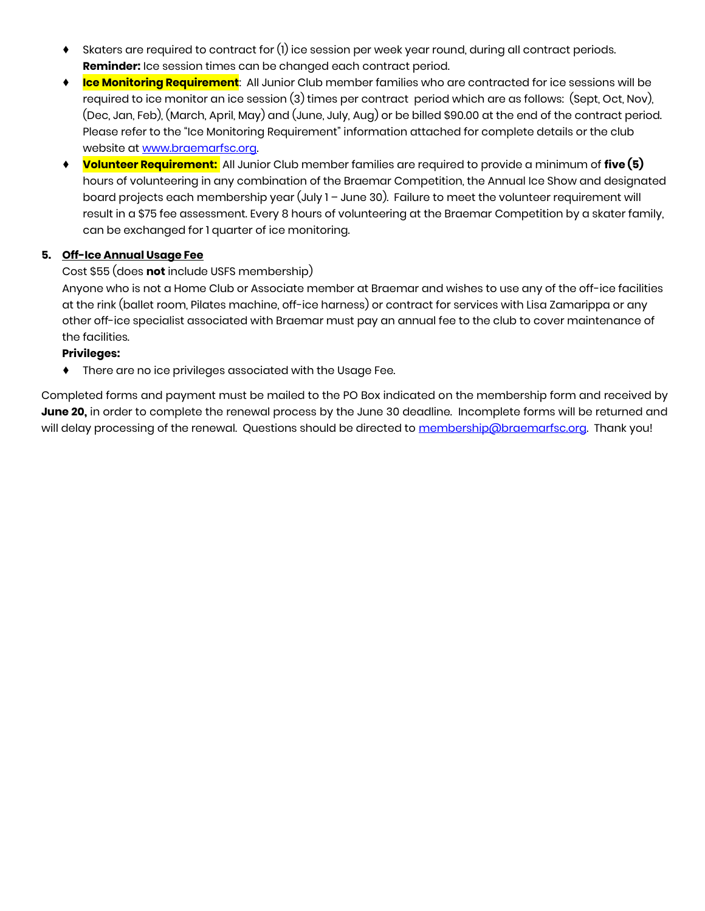- Skaters are required to contract for (1) ice session per week year round, during all contract periods. **Reminder:** Ice session times can be changed each contract period.
- **Ice Monitoring Requirement**: All Junior Club member families who are contracted for ice sessions will be required to ice monitor an ice session (3) times per contract period which are as follows: (Sept, Oct, Nov), (Dec, Jan, Feb), (March, April, May) and (June, July, Aug) or be billed $90.00 at the end of the contract period. Please refer to the "Ice Monitoring Requirement" information attached for complete details or the club website at www.braemarfsc.org.
- **Volunteer Requirement:** All Junior Club member families are required to provide a minimum of **five (5)** hours of volunteering in any combination of the Braemar Competition, the Annual Ice Show and designated board projects each membership year (July 1 – June 30). Failure to meet the volunteer requirement will result in a $75 fee assessment. Every 8 hours of volunteering at the Braemar Competition by a skater family, can be exchanged for 1 quarter of ice monitoring.

**5. Off-Ice Annual Usage Fee**

Cost $55 (does **not** include USFS membership)

Anyone who is not a Home Club or Associate member at Braemar and wishes to use any of the off-ice facilities at the rink (ballet room, Pilates machine, off-ice harness) or contract for services with Lisa Zamarippa or any other off-ice specialist associated with Braemar must pay an annual fee to the club to cover maintenance of the facilities.

**Privileges:**

- There are no ice privileges associated with the Usage Fee.

Completed forms and payment must be mailed to the PO Box indicated on the membership form and received by **June 20,** in order to complete the renewal process by the June 30 deadline. Incomplete forms will be returned and will delay processing of the renewal. Questions should be directed to membership@braemarfsc.org. Thank you!